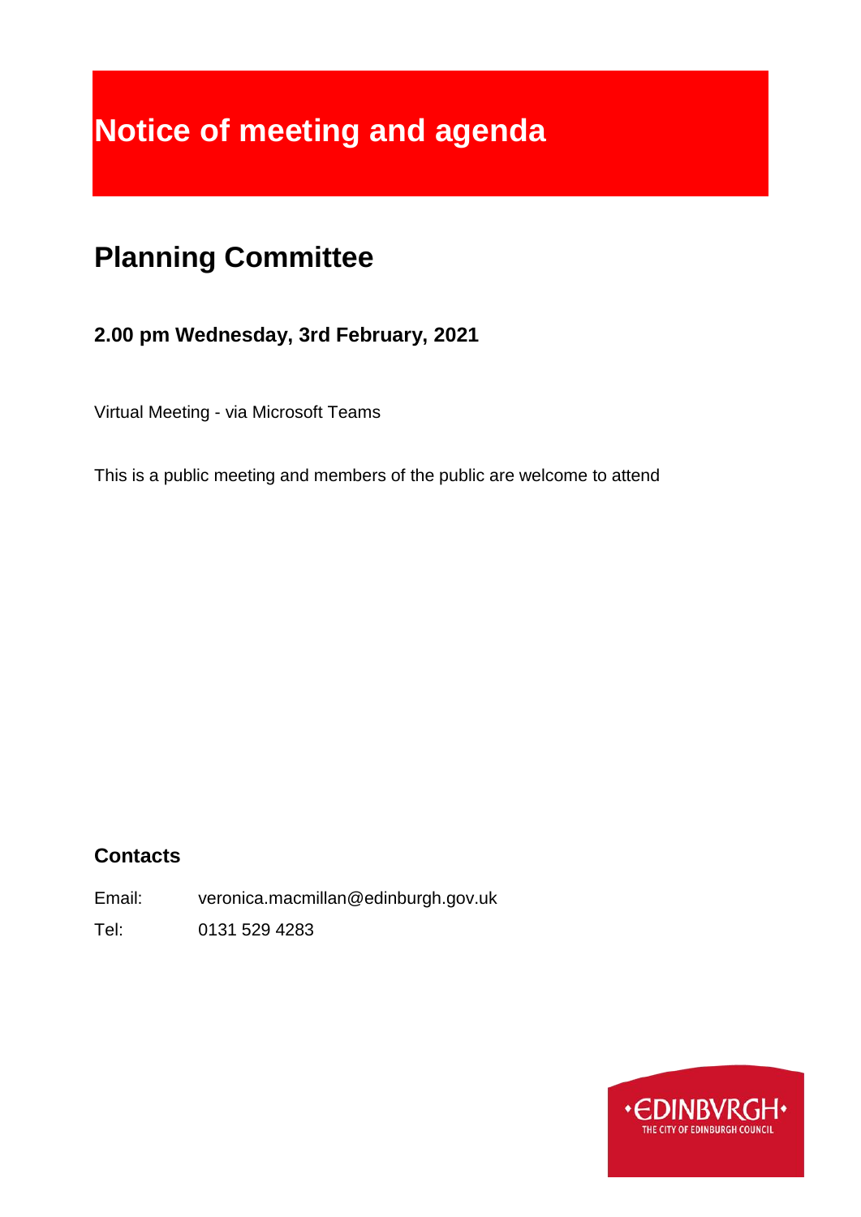# Notice of meeting and agenda

## Planning Committee

### 2.00 pm Wednesday, 3rd February, 2021

Virtual Meeting - via Microsoft Teams

This is a public meeting and members of the public are welcome to attend

### Contacts

Email: veronica.macmillan@edinburgh.gov.uk

Tel: 0131 529 4283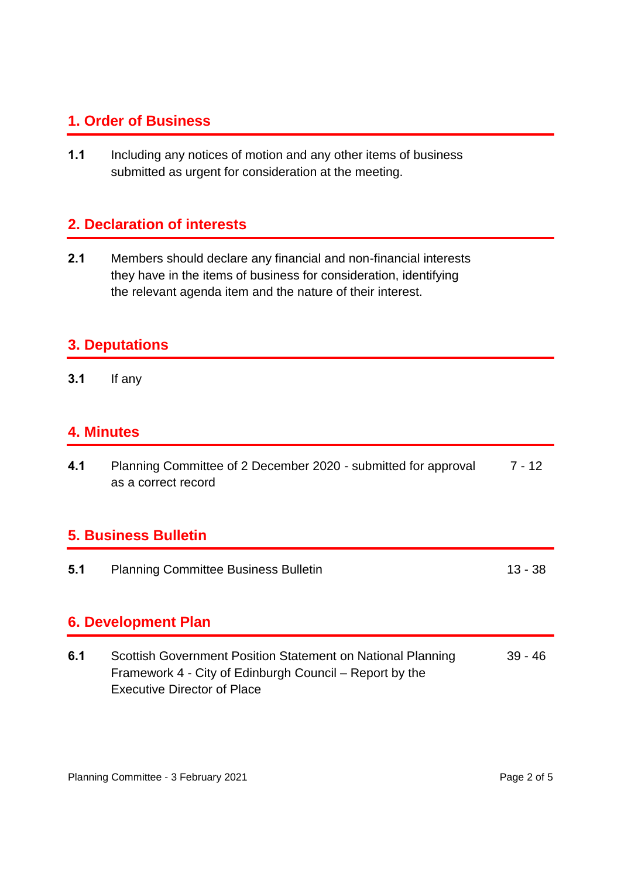## 1. Order of Business

**1.1** Including any notices of motion and any other items of business submitted as urgent for consideration at the meeting.

## 2. Declaration of interests

**2.1** Members should declare any financial and non-financial interests they have in the items of business for consideration, identifying the relevant agenda item and the nature of their interest.

## 3. Deputations

**3.1** If any

## 4. Minutes

**4.1** Planning Committee of 2 December 2020 - submitted for approval as a correct record — 7 - 12

## 5. Business Bulletin

**5.1** Planning Committee Business Bulletin — 13 - 38

## 6. Development Plan

**6.1** Scottish Government Position Statement on National Planning Framework 4 - City of Edinburgh Council – Report by the Executive Director of Place — 39 - 46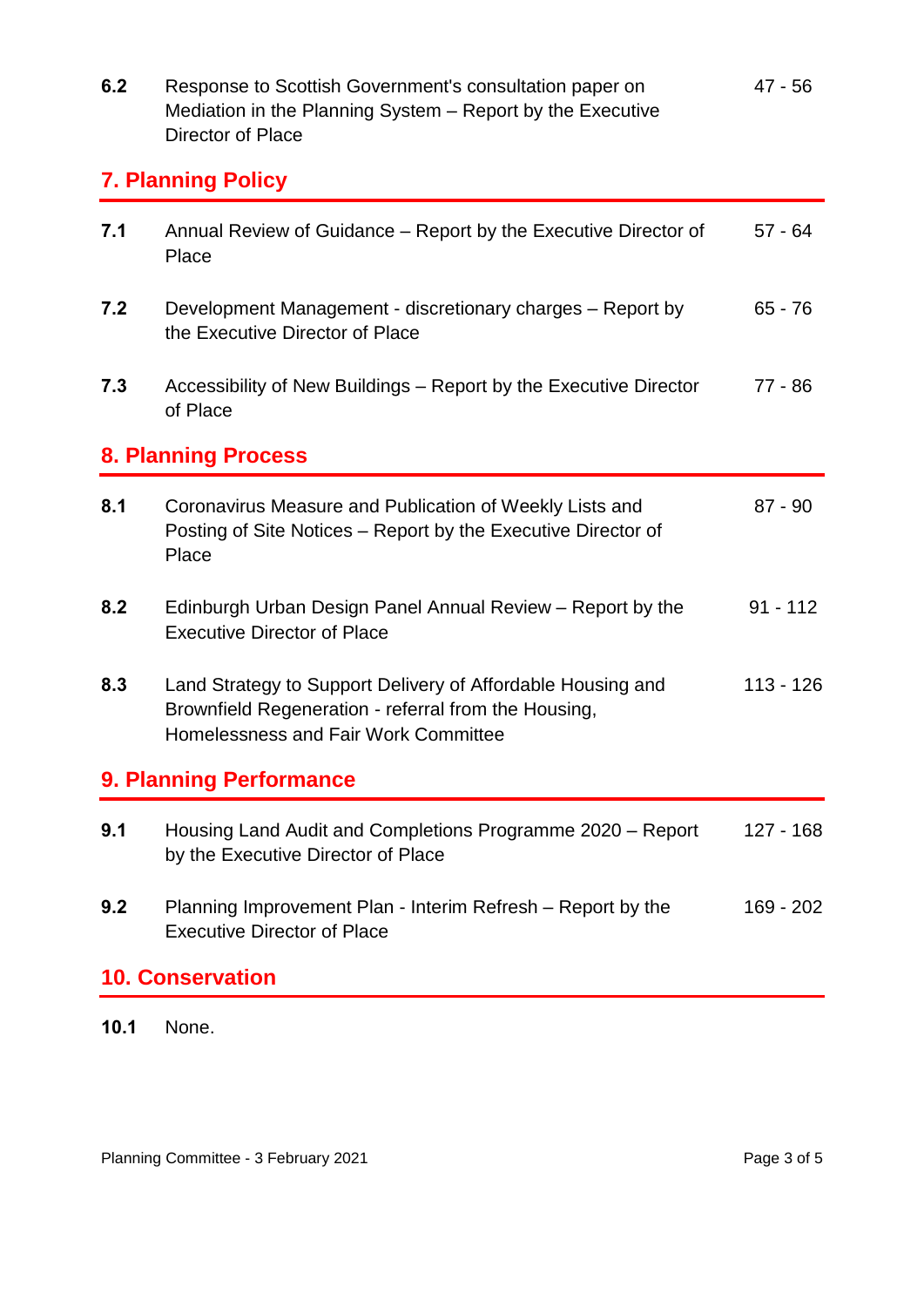| | | |
|---|---|---|
| **6.2** | Response to Scottish Government's consultation paper on Mediation in the Planning System – Report by the Executive Director of Place | 47 - 56 |

## 7. Planning Policy

| | | |
|---|---|---|
| **7.1** | Annual Review of Guidance – Report by the Executive Director of Place | 57 - 64 |
| **7.2** | Development Management - discretionary charges – Report by the Executive Director of Place | 65 - 76 |
| **7.3** | Accessibility of New Buildings – Report by the Executive Director of Place | 77 - 86 |

## 8. Planning Process

| | | |
|---|---|---|
| **8.1** | Coronavirus Measure and Publication of Weekly Lists and Posting of Site Notices – Report by the Executive Director of Place | 87 - 90 |
| **8.2** | Edinburgh Urban Design Panel Annual Review – Report by the Executive Director of Place | 91 - 112 |
| **8.3** | Land Strategy to Support Delivery of Affordable Housing and Brownfield Regeneration - referral from the Housing, Homelessness and Fair Work Committee | 113 - 126 |

## 9. Planning Performance

| | | |
|---|---|---|
| **9.1** | Housing Land Audit and Completions Programme 2020 – Report by the Executive Director of Place | 127 - 168 |
| **9.2** | Planning Improvement Plan - Interim Refresh – Report by the Executive Director of Place | 169 - 202 |

## 10. Conservation

| | | |
|---|---|---|
| **10.1** | None. | |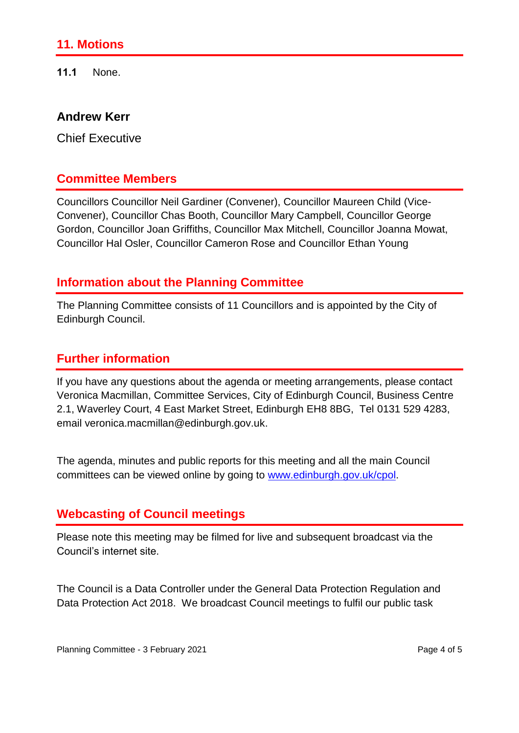## 11. Motions

**11.1** None.

**Andrew Kerr**

Chief Executive

## Committee Members

Councillors Councillor Neil Gardiner (Convener), Councillor Maureen Child (Vice-Convener), Councillor Chas Booth, Councillor Mary Campbell, Councillor George Gordon, Councillor Joan Griffiths, Councillor Max Mitchell, Councillor Joanna Mowat, Councillor Hal Osler, Councillor Cameron Rose and Councillor Ethan Young

## Information about the Planning Committee

The Planning Committee consists of 11 Councillors and is appointed by the City of Edinburgh Council.

## Further information

If you have any questions about the agenda or meeting arrangements, please contact Veronica Macmillan, Committee Services, City of Edinburgh Council, Business Centre 2.1, Waverley Court, 4 East Market Street, Edinburgh EH8 8BG, Tel 0131 529 4283, email veronica.macmillan@edinburgh.gov.uk.

The agenda, minutes and public reports for this meeting and all the main Council committees can be viewed online by going to [www.edinburgh.gov.uk/cpol](http://www.edinburgh.gov.uk/cpol).

## Webcasting of Council meetings

Please note this meeting may be filmed for live and subsequent broadcast via the Council's internet site.

The Council is a Data Controller under the General Data Protection Regulation and Data Protection Act 2018. We broadcast Council meetings to fulfil our public task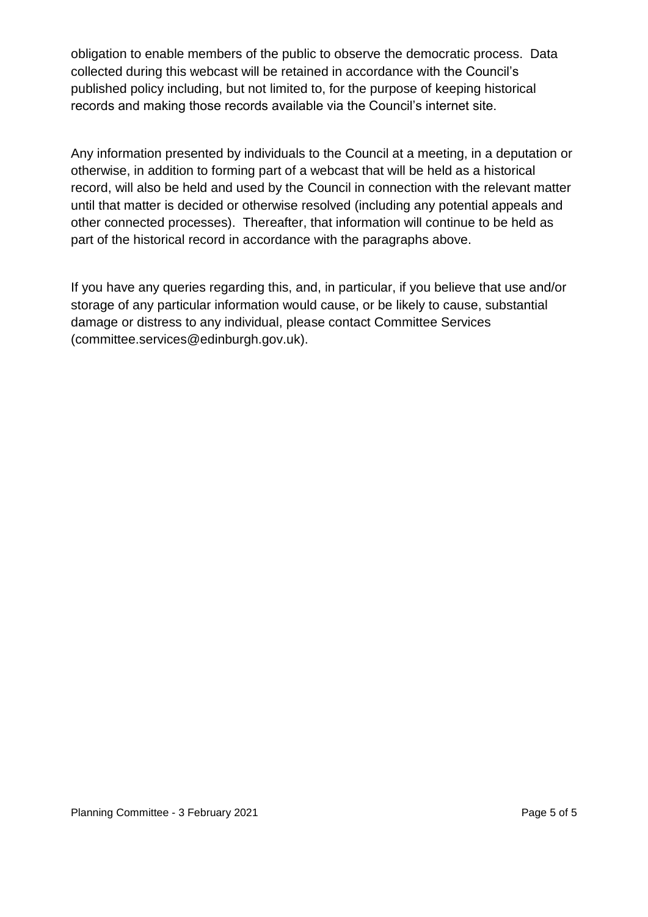obligation to enable members of the public to observe the democratic process. Data collected during this webcast will be retained in accordance with the Council's published policy including, but not limited to, for the purpose of keeping historical records and making those records available via the Council's internet site.

Any information presented by individuals to the Council at a meeting, in a deputation or otherwise, in addition to forming part of a webcast that will be held as a historical record, will also be held and used by the Council in connection with the relevant matter until that matter is decided or otherwise resolved (including any potential appeals and other connected processes). Thereafter, that information will continue to be held as part of the historical record in accordance with the paragraphs above.

If you have any queries regarding this, and, in particular, if you believe that use and/or storage of any particular information would cause, or be likely to cause, substantial damage or distress to any individual, please contact Committee Services (committee.services@edinburgh.gov.uk).